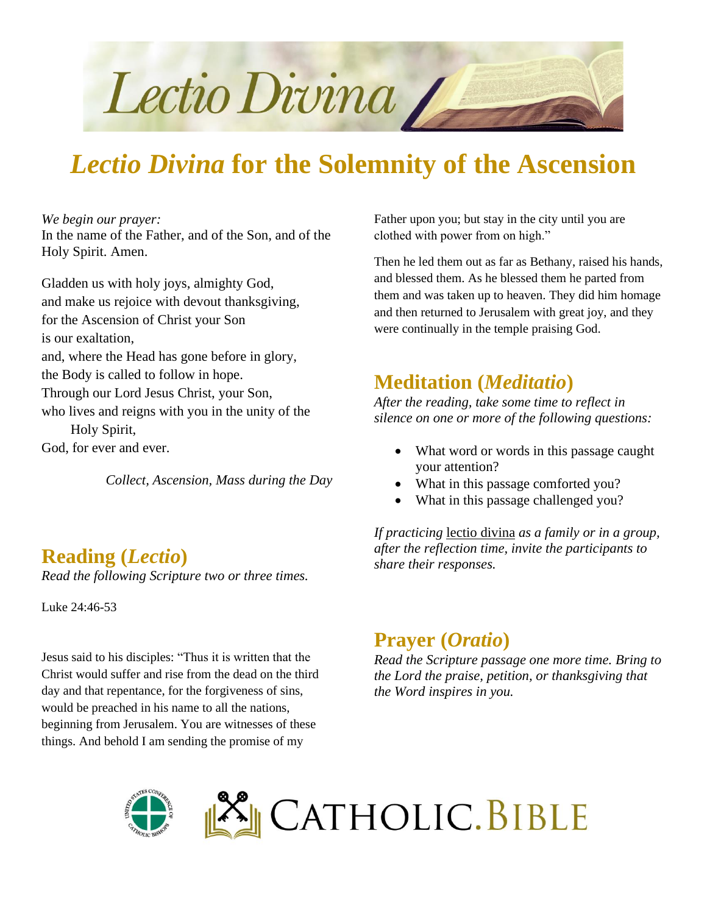# *Lectio Divina* for the Solemnity of the Ascension

*We begin our prayer:*
In the name of the Father, and of the Son, and of the Holy Spirit. Amen.

Gladden us with holy joys, almighty God,
and make us rejoice with devout thanksgiving,
for the Ascension of Christ your Son
is our exaltation,
and, where the Head has gone before in glory,
the Body is called to follow in hope.
Through our Lord Jesus Christ, your Son,
who lives and reigns with you in the unity of the Holy Spirit,
God, for ever and ever.

*Collect, Ascension, Mass during the Day*

## Reading (*Lectio*)

*Read the following Scripture two or three times.*

Luke 24:46-53

Jesus said to his disciples: "Thus it is written that the Christ would suffer and rise from the dead on the third day and that repentance, for the forgiveness of sins, would be preached in his name to all the nations, beginning from Jerusalem. You are witnesses of these things. And behold I am sending the promise of my Father upon you; but stay in the city until you are clothed with power from on high."

Then he led them out as far as Bethany, raised his hands, and blessed them. As he blessed them he parted from them and was taken up to heaven. They did him homage and then returned to Jerusalem with great joy, and they were continually in the temple praising God.

## Meditation (*Meditatio*)

*After the reading, take some time to reflect in silence on one or more of the following questions:*

- What word or words in this passage caught your attention?
- What in this passage comforted you?
- What in this passage challenged you?

*If practicing* lectio divina *as a family or in a group, after the reflection time, invite the participants to share their responses.*

## Prayer (*Oratio*)

*Read the Scripture passage one more time. Bring to the Lord the praise, petition, or thanksgiving that the Word inspires in you.*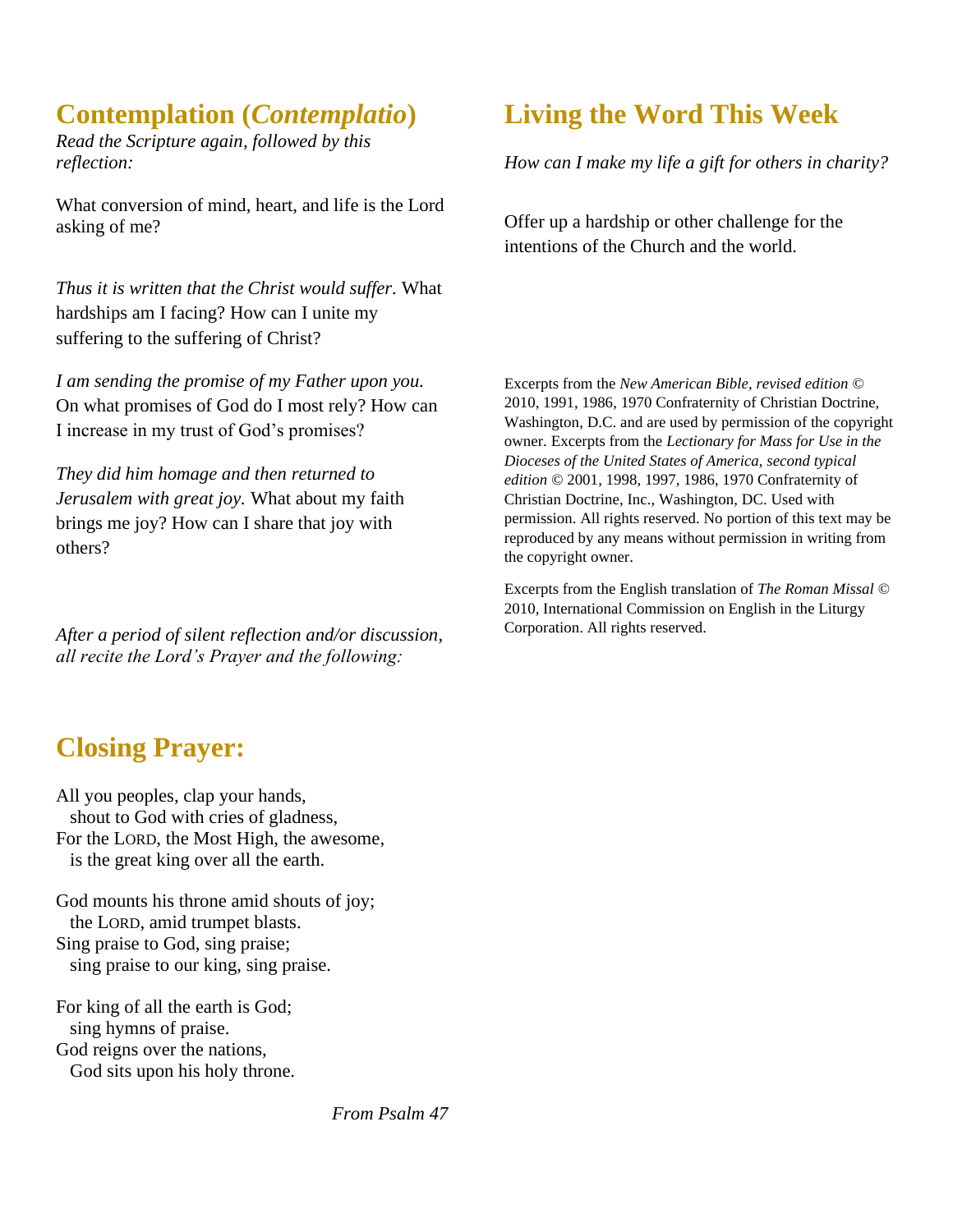## Contemplation (*Contemplatio*)

*Read the Scripture again, followed by this reflection:*

What conversion of mind, heart, and life is the Lord asking of me?

*Thus it is written that the Christ would suffer.* What hardships am I facing? How can I unite my suffering to the suffering of Christ?

*I am sending the promise of my Father upon you.* On what promises of God do I most rely? How can I increase in my trust of God's promises?

*They did him homage and then returned to Jerusalem with great joy.* What about my faith brings me joy? How can I share that joy with others?

*After a period of silent reflection and/or discussion, all recite the Lord's Prayer and the following:*

## Closing Prayer:

All you peoples, clap your hands,
  shout to God with cries of gladness,
For the LORD, the Most High, the awesome,
  is the great king over all the earth.

God mounts his throne amid shouts of joy;
  the LORD, amid trumpet blasts.
Sing praise to God, sing praise;
  sing praise to our king, sing praise.

For king of all the earth is God;
  sing hymns of praise.
God reigns over the nations,
  God sits upon his holy throne.

*From Psalm 47*

## Living the Word This Week

*How can I make my life a gift for others in charity?*

Offer up a hardship or other challenge for the intentions of the Church and the world.

Excerpts from the *New American Bible, revised edition* © 2010, 1991, 1986, 1970 Confraternity of Christian Doctrine, Washington, D.C. and are used by permission of the copyright owner. Excerpts from the *Lectionary for Mass for Use in the Dioceses of the United States of America, second typical edition* © 2001, 1998, 1997, 1986, 1970 Confraternity of Christian Doctrine, Inc., Washington, DC. Used with permission. All rights reserved. No portion of this text may be reproduced by any means without permission in writing from the copyright owner.

Excerpts from the English translation of *The Roman Missal* © 2010, International Commission on English in the Liturgy Corporation. All rights reserved.